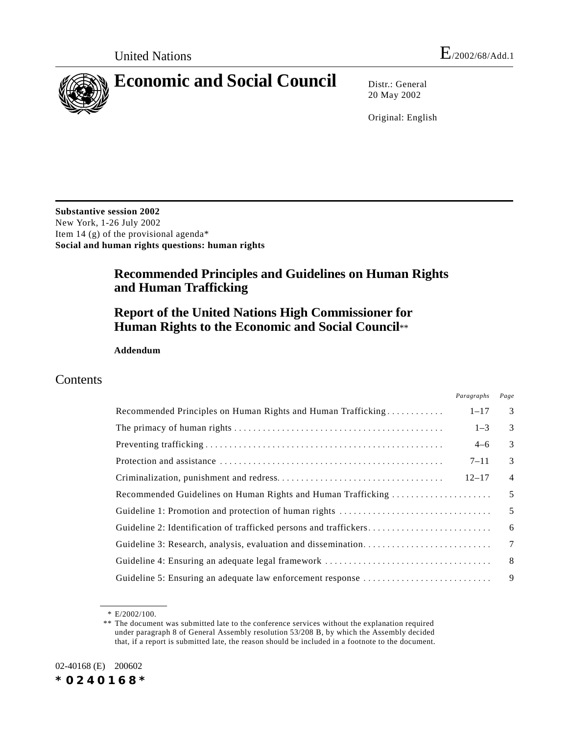United Nations | E/2002/68/Add.1

# Economic and Social Council

Distr.: General
20 May 2002

Original: English

**Substantive session 2002**
New York, 1-26 July 2002
Item 14 (g) of the provisional agenda*
**Social and human rights questions: human rights**

## Recommended Principles and Guidelines on Human Rights and Human Trafficking

## Report of the United Nations High Commissioner for Human Rights to the Economic and Social Council**

**Addendum**

## Contents

| | *Paragraphs* | *Page* |
|---|---|---|
| Recommended Principles on Human Rights and Human Trafficking | 1–17 | 3 |
| The primacy of human rights | 1–3 | 3 |
| Preventing trafficking | 4–6 | 3 |
| Protection and assistance | 7–11 | 3 |
| Criminalization, punishment and redress | 12–17 | 4 |
| Recommended Guidelines on Human Rights and Human Trafficking | | 5 |
| Guideline 1: Promotion and protection of human rights | | 5 |
| Guideline 2: Identification of trafficked persons and traffickers | | 6 |
| Guideline 3: Research, analysis, evaluation and dissemination | | 7 |
| Guideline 4: Ensuring an adequate legal framework | | 8 |
| Guideline 5: Ensuring an adequate law enforcement response | | 9 |

\* E/2002/100.

** The document was submitted late to the conference services without the explanation required under paragraph 8 of General Assembly resolution 53/208 B, by which the Assembly decided that, if a report is submitted late, the reason should be included in a footnote to the document.

02-40168 (E) 200602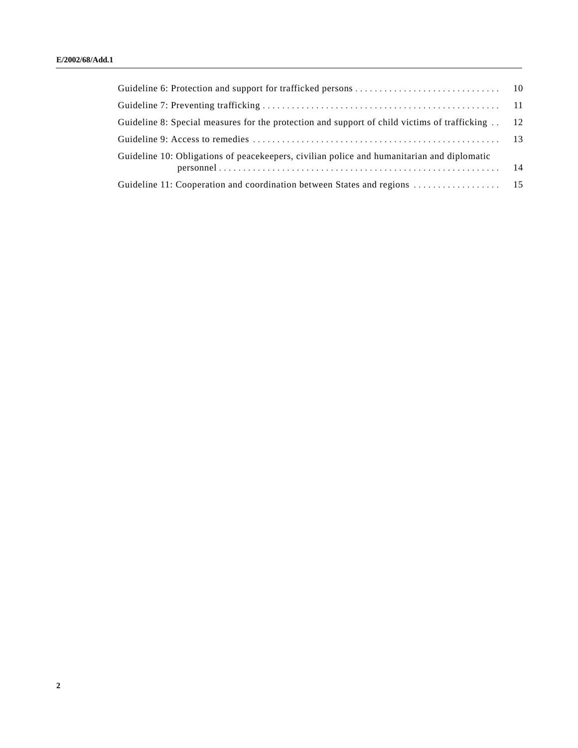| | |
|---|---|
| Guideline 6: Protection and support for trafficked persons | 10 |
| Guideline 7: Preventing trafficking | 11 |
| Guideline 8: Special measures for the protection and support of child victims of trafficking | 12 |
| Guideline 9: Access to remedies | 13 |
| Guideline 10: Obligations of peacekeepers, civilian police and humanitarian and diplomatic personnel | 14 |
| Guideline 11: Cooperation and coordination between States and regions | 15 |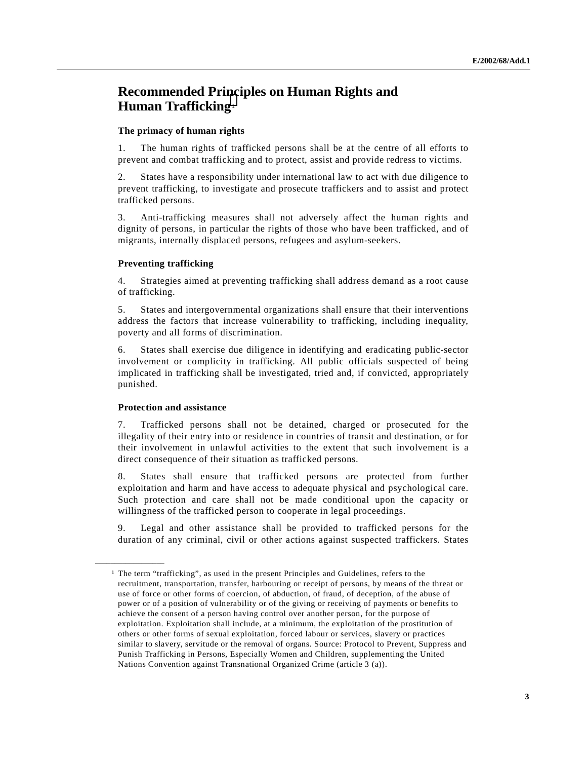# Recommended Principles on Human Rights and Human Trafficking[1]

**The primacy of human rights**

1. The human rights of trafficked persons shall be at the centre of all efforts to prevent and combat trafficking and to protect, assist and provide redress to victims.

2. States have a responsibility under international law to act with due diligence to prevent trafficking, to investigate and prosecute traffickers and to assist and protect trafficked persons.

3. Anti-trafficking measures shall not adversely affect the human rights and dignity of persons, in particular the rights of those who have been trafficked, and of migrants, internally displaced persons, refugees and asylum-seekers.

**Preventing trafficking**

4. Strategies aimed at preventing trafficking shall address demand as a root cause of trafficking.

5. States and intergovernmental organizations shall ensure that their interventions address the factors that increase vulnerability to trafficking, including inequality, poverty and all forms of discrimination.

6. States shall exercise due diligence in identifying and eradicating public-sector involvement or complicity in trafficking. All public officials suspected of being implicated in trafficking shall be investigated, tried and, if convicted, appropriately punished.

**Protection and assistance**

7. Trafficked persons shall not be detained, charged or prosecuted for the illegality of their entry into or residence in countries of transit and destination, or for their involvement in unlawful activities to the extent that such involvement is a direct consequence of their situation as trafficked persons.

8. States shall ensure that trafficked persons are protected from further exploitation and harm and have access to adequate physical and psychological care. Such protection and care shall not be made conditional upon the capacity or willingness of the trafficked person to cooperate in legal proceedings.

9. Legal and other assistance shall be provided to trafficked persons for the duration of any criminal, civil or other actions against suspected traffickers. States

---

[1] The term "trafficking", as used in the present Principles and Guidelines, refers to the recruitment, transportation, transfer, harbouring or receipt of persons, by means of the threat or use of force or other forms of coercion, of abduction, of fraud, of deception, of the abuse of power or of a position of vulnerability or of the giving or receiving of payments or benefits to achieve the consent of a person having control over another person, for the purpose of exploitation. Exploitation shall include, at a minimum, the exploitation of the prostitution of others or other forms of sexual exploitation, forced labour or services, slavery or practices similar to slavery, servitude or the removal of organs. Source: Protocol to Prevent, Suppress and Punish Trafficking in Persons, Especially Women and Children, supplementing the United Nations Convention against Transnational Organized Crime (article 3 (a)).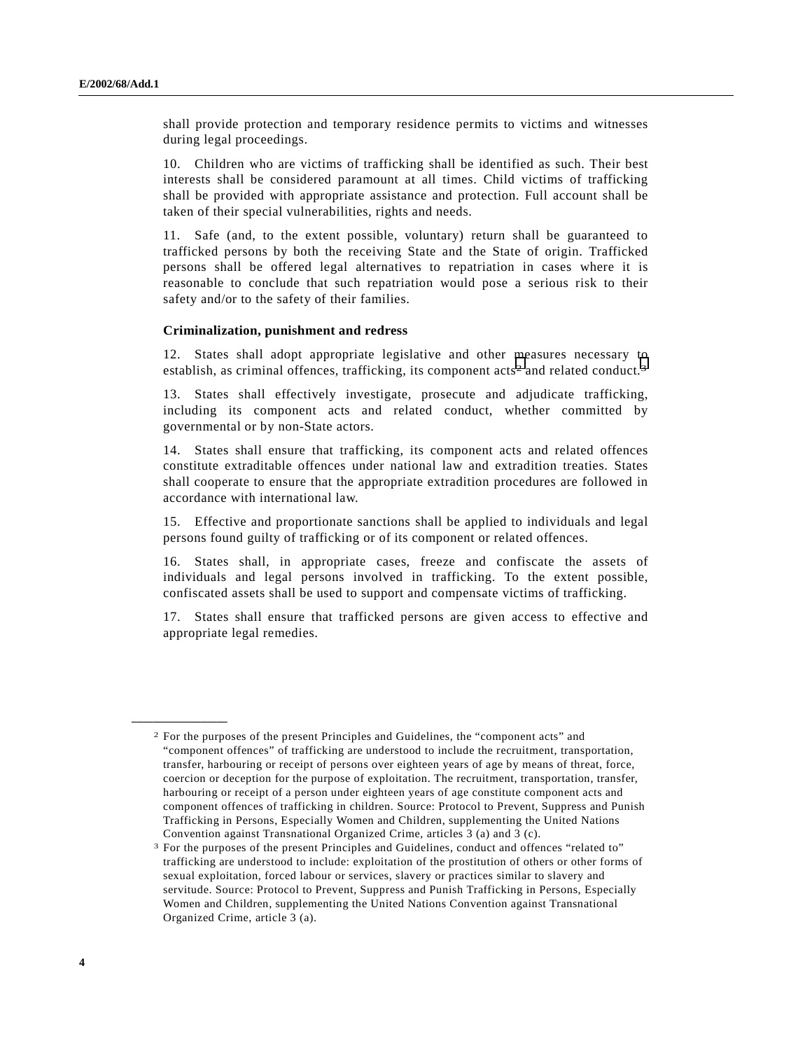shall provide protection and temporary residence permits to victims and witnesses during legal proceedings.

10. Children who are victims of trafficking shall be identified as such. Their best interests shall be considered paramount at all times. Child victims of trafficking shall be provided with appropriate assistance and protection. Full account shall be taken of their special vulnerabilities, rights and needs.

11. Safe (and, to the extent possible, voluntary) return shall be guaranteed to trafficked persons by both the receiving State and the State of origin. Trafficked persons shall be offered legal alternatives to repatriation in cases where it is reasonable to conclude that such repatriation would pose a serious risk to their safety and/or to the safety of their families.

**Criminalization, punishment and redress**

12. States shall adopt appropriate legislative and other measures necessary to establish, as criminal offences, trafficking, its component acts[2] and related conduct.[3]

13. States shall effectively investigate, prosecute and adjudicate trafficking, including its component acts and related conduct, whether committed by governmental or by non-State actors.

14. States shall ensure that trafficking, its component acts and related offences constitute extraditable offences under national law and extradition treaties. States shall cooperate to ensure that the appropriate extradition procedures are followed in accordance with international law.

15. Effective and proportionate sanctions shall be applied to individuals and legal persons found guilty of trafficking or of its component or related offences.

16. States shall, in appropriate cases, freeze and confiscate the assets of individuals and legal persons involved in trafficking. To the extent possible, confiscated assets shall be used to support and compensate victims of trafficking.

17. States shall ensure that trafficked persons are given access to effective and appropriate legal remedies.

---

[2] For the purposes of the present Principles and Guidelines, the "component acts" and "component offences" of trafficking are understood to include the recruitment, transportation, transfer, harbouring or receipt of persons over eighteen years of age by means of threat, force, coercion or deception for the purpose of exploitation. The recruitment, transportation, transfer, harbouring or receipt of a person under eighteen years of age constitute component acts and component offences of trafficking in children. Source: Protocol to Prevent, Suppress and Punish Trafficking in Persons, Especially Women and Children, supplementing the United Nations Convention against Transnational Organized Crime, articles 3 (a) and 3 (c).

[3] For the purposes of the present Principles and Guidelines, conduct and offences "related to" trafficking are understood to include: exploitation of the prostitution of others or other forms of sexual exploitation, forced labour or services, slavery or practices similar to slavery and servitude. Source: Protocol to Prevent, Suppress and Punish Trafficking in Persons, Especially Women and Children, supplementing the United Nations Convention against Transnational Organized Crime, article 3 (a).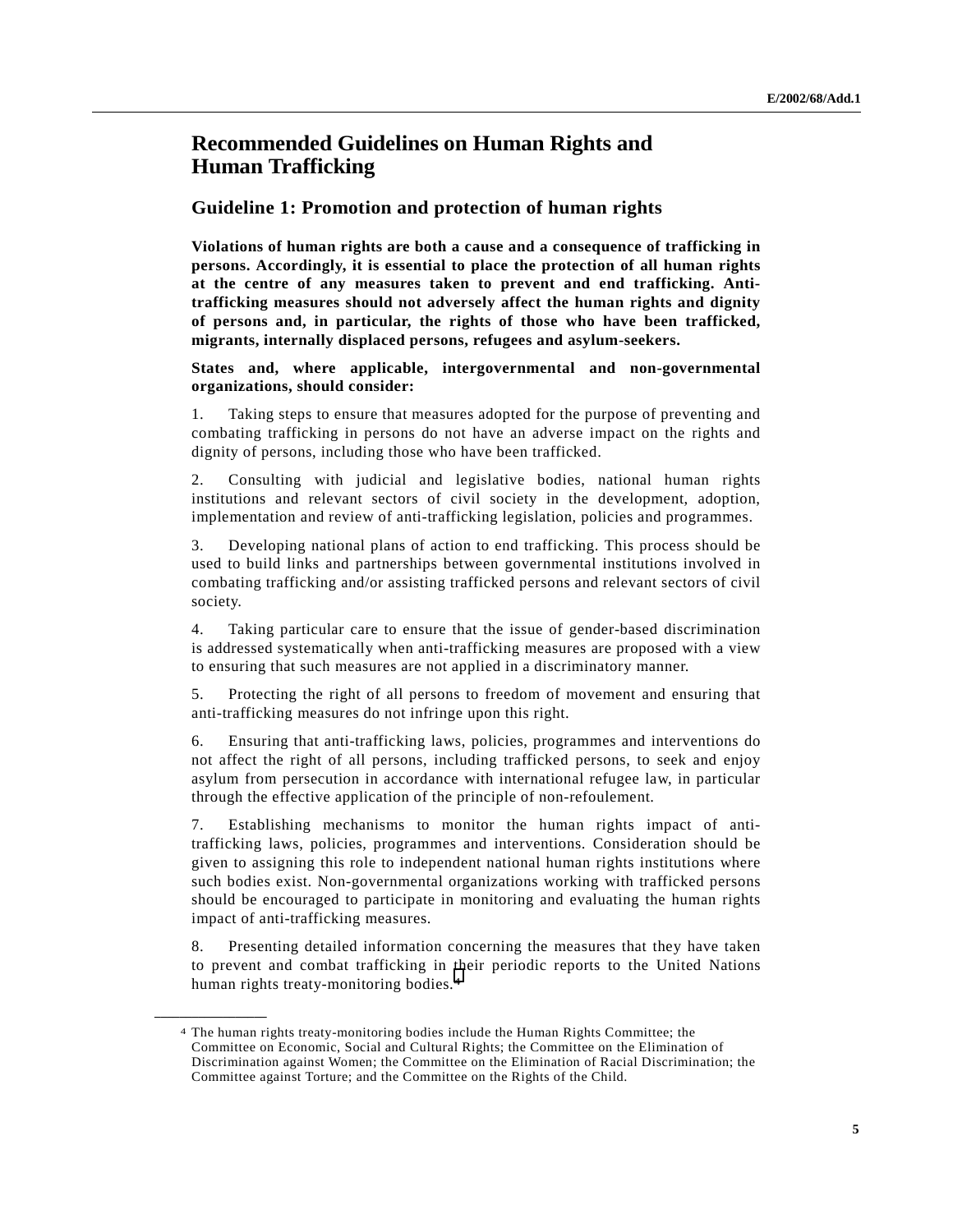# Recommended Guidelines on Human Rights and Human Trafficking

## Guideline 1: Promotion and protection of human rights

**Violations of human rights are both a cause and a consequence of trafficking in persons. Accordingly, it is essential to place the protection of all human rights at the centre of any measures taken to prevent and end trafficking. Anti-trafficking measures should not adversely affect the human rights and dignity of persons and, in particular, the rights of those who have been trafficked, migrants, internally displaced persons, refugees and asylum-seekers.**

**States and, where applicable, intergovernmental and non-governmental organizations, should consider:**

1. Taking steps to ensure that measures adopted for the purpose of preventing and combating trafficking in persons do not have an adverse impact on the rights and dignity of persons, including those who have been trafficked.

2. Consulting with judicial and legislative bodies, national human rights institutions and relevant sectors of civil society in the development, adoption, implementation and review of anti-trafficking legislation, policies and programmes.

3. Developing national plans of action to end trafficking. This process should be used to build links and partnerships between governmental institutions involved in combating trafficking and/or assisting trafficked persons and relevant sectors of civil society.

4. Taking particular care to ensure that the issue of gender-based discrimination is addressed systematically when anti-trafficking measures are proposed with a view to ensuring that such measures are not applied in a discriminatory manner.

5. Protecting the right of all persons to freedom of movement and ensuring that anti-trafficking measures do not infringe upon this right.

6. Ensuring that anti-trafficking laws, policies, programmes and interventions do not affect the right of all persons, including trafficked persons, to seek and enjoy asylum from persecution in accordance with international refugee law, in particular through the effective application of the principle of non-refoulement.

7. Establishing mechanisms to monitor the human rights impact of anti-trafficking laws, policies, programmes and interventions. Consideration should be given to assigning this role to independent national human rights institutions where such bodies exist. Non-governmental organizations working with trafficked persons should be encouraged to participate in monitoring and evaluating the human rights impact of anti-trafficking measures.

8. Presenting detailed information concerning the measures that they have taken to prevent and combat trafficking in their periodic reports to the United Nations human rights treaty-monitoring bodies.[4]

---

[4] The human rights treaty-monitoring bodies include the Human Rights Committee; the Committee on Economic, Social and Cultural Rights; the Committee on the Elimination of Discrimination against Women; the Committee on the Elimination of Racial Discrimination; the Committee against Torture; and the Committee on the Rights of the Child.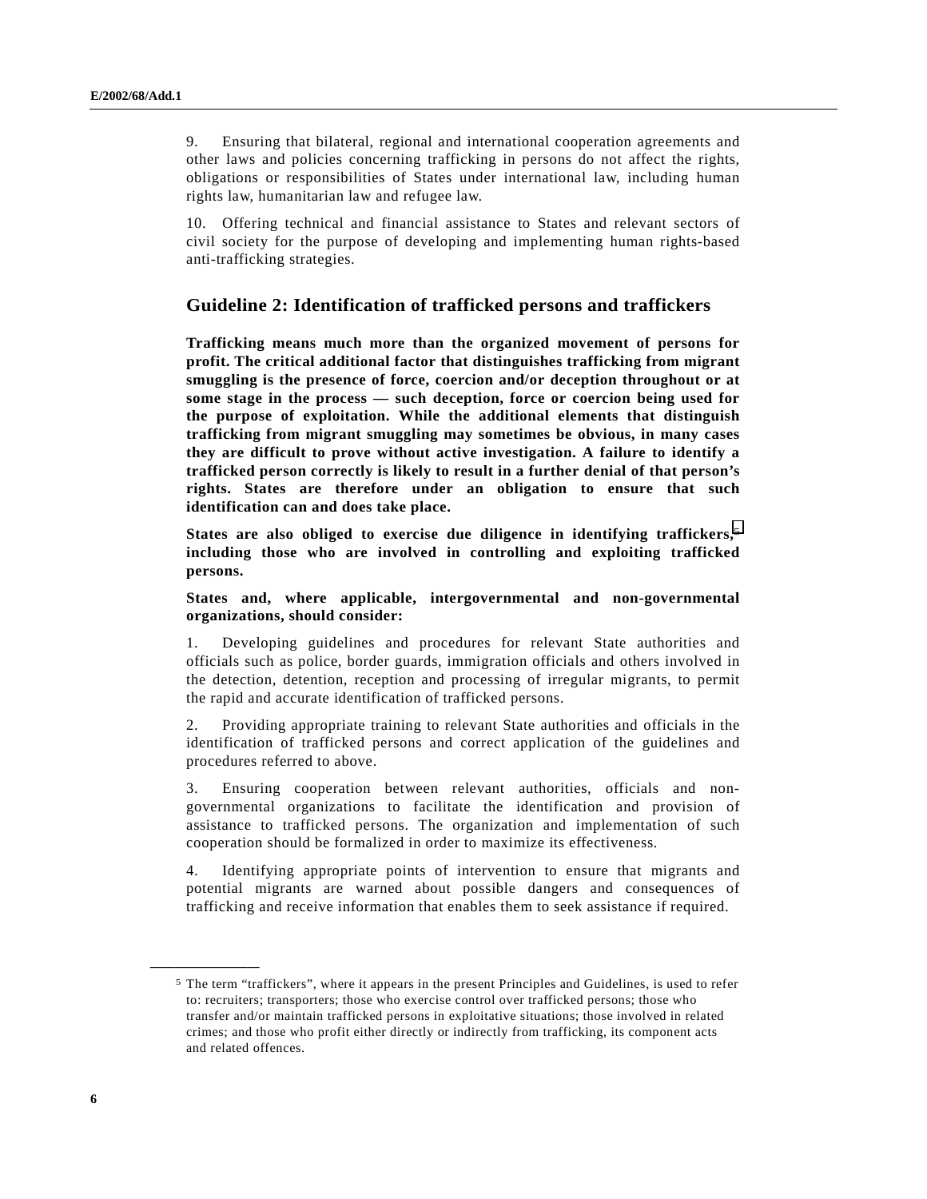9. Ensuring that bilateral, regional and international cooperation agreements and other laws and policies concerning trafficking in persons do not affect the rights, obligations or responsibilities of States under international law, including human rights law, humanitarian law and refugee law.

10. Offering technical and financial assistance to States and relevant sectors of civil society for the purpose of developing and implementing human rights-based anti-trafficking strategies.

## Guideline 2: Identification of trafficked persons and traffickers

**Trafficking means much more than the organized movement of persons for profit. The critical additional factor that distinguishes trafficking from migrant smuggling is the presence of force, coercion and/or deception throughout or at some stage in the process — such deception, force or coercion being used for the purpose of exploitation. While the additional elements that distinguish trafficking from migrant smuggling may sometimes be obvious, in many cases they are difficult to prove without active investigation. A failure to identify a trafficked person correctly is likely to result in a further denial of that person's rights. States are therefore under an obligation to ensure that such identification can and does take place.**

**States are also obliged to exercise due diligence in identifying traffickers,[5] including those who are involved in controlling and exploiting trafficked persons.**

**States and, where applicable, intergovernmental and non-governmental organizations, should consider:**

1. Developing guidelines and procedures for relevant State authorities and officials such as police, border guards, immigration officials and others involved in the detection, detention, reception and processing of irregular migrants, to permit the rapid and accurate identification of trafficked persons.

2. Providing appropriate training to relevant State authorities and officials in the identification of trafficked persons and correct application of the guidelines and procedures referred to above.

3. Ensuring cooperation between relevant authorities, officials and non-governmental organizations to facilitate the identification and provision of assistance to trafficked persons. The organization and implementation of such cooperation should be formalized in order to maximize its effectiveness.

4. Identifying appropriate points of intervention to ensure that migrants and potential migrants are warned about possible dangers and consequences of trafficking and receive information that enables them to seek assistance if required.

---

[5] The term "traffickers", where it appears in the present Principles and Guidelines, is used to refer to: recruiters; transporters; those who exercise control over trafficked persons; those who transfer and/or maintain trafficked persons in exploitative situations; those involved in related crimes; and those who profit either directly or indirectly from trafficking, its component acts and related offences.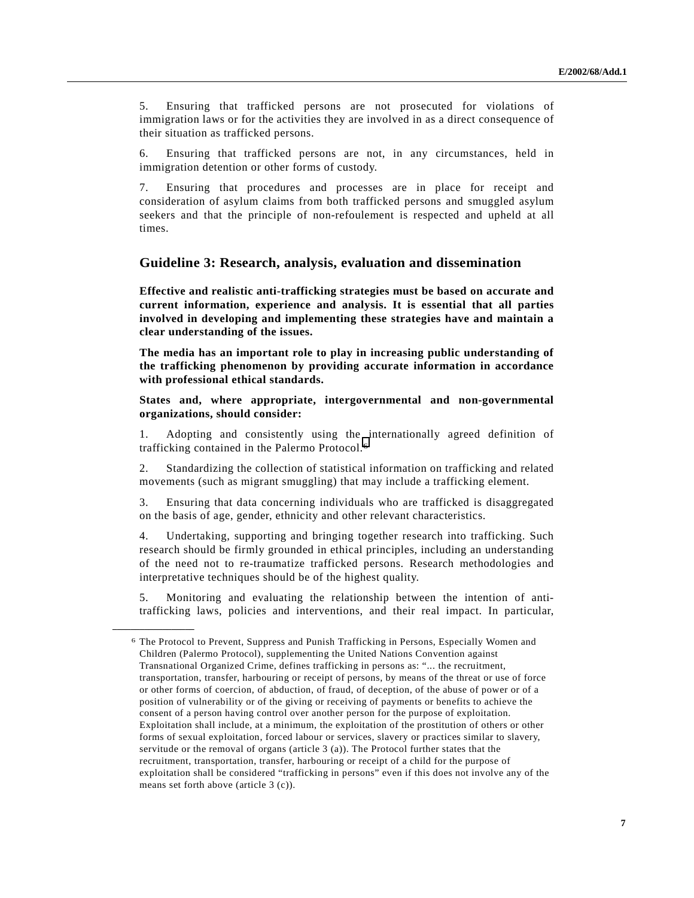5. Ensuring that trafficked persons are not prosecuted for violations of immigration laws or for the activities they are involved in as a direct consequence of their situation as trafficked persons.

6. Ensuring that trafficked persons are not, in any circumstances, held in immigration detention or other forms of custody.

7. Ensuring that procedures and processes are in place for receipt and consideration of asylum claims from both trafficked persons and smuggled asylum seekers and that the principle of non-refoulement is respected and upheld at all times.

## Guideline 3: Research, analysis, evaluation and dissemination

**Effective and realistic anti-trafficking strategies must be based on accurate and current information, experience and analysis. It is essential that all parties involved in developing and implementing these strategies have and maintain a clear understanding of the issues.**

**The media has an important role to play in increasing public understanding of the trafficking phenomenon by providing accurate information in accordance with professional ethical standards.**

**States and, where appropriate, intergovernmental and non-governmental organizations, should consider:**

1. Adopting and consistently using the internationally agreed definition of trafficking contained in the Palermo Protocol.[6]

2. Standardizing the collection of statistical information on trafficking and related movements (such as migrant smuggling) that may include a trafficking element.

3. Ensuring that data concerning individuals who are trafficked is disaggregated on the basis of age, gender, ethnicity and other relevant characteristics.

4. Undertaking, supporting and bringing together research into trafficking. Such research should be firmly grounded in ethical principles, including an understanding of the need not to re-traumatize trafficked persons. Research methodologies and interpretative techniques should be of the highest quality.

5. Monitoring and evaluating the relationship between the intention of anti-trafficking laws, policies and interventions, and their real impact. In particular,

---

[6] The Protocol to Prevent, Suppress and Punish Trafficking in Persons, Especially Women and Children (Palermo Protocol), supplementing the United Nations Convention against Transnational Organized Crime, defines trafficking in persons as: "... the recruitment, transportation, transfer, harbouring or receipt of persons, by means of the threat or use of force or other forms of coercion, of abduction, of fraud, of deception, of the abuse of power or of a position of vulnerability or of the giving or receiving of payments or benefits to achieve the consent of a person having control over another person for the purpose of exploitation. Exploitation shall include, at a minimum, the exploitation of the prostitution of others or other forms of sexual exploitation, forced labour or services, slavery or practices similar to slavery, servitude or the removal of organs (article 3 (a)). The Protocol further states that the recruitment, transportation, transfer, harbouring or receipt of a child for the purpose of exploitation shall be considered "trafficking in persons" even if this does not involve any of the means set forth above (article 3 (c)).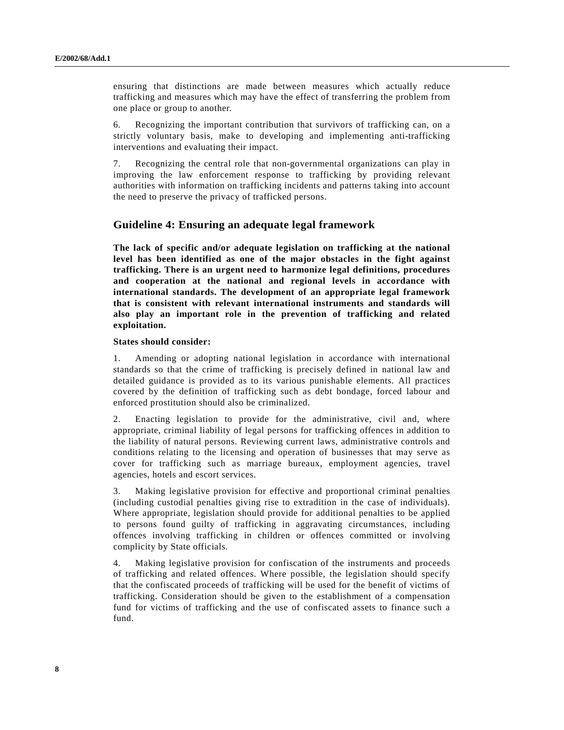ensuring that distinctions are made between measures which actually reduce trafficking and measures which may have the effect of transferring the problem from one place or group to another.

6. Recognizing the important contribution that survivors of trafficking can, on a strictly voluntary basis, make to developing and implementing anti-trafficking interventions and evaluating their impact.

7. Recognizing the central role that non-governmental organizations can play in improving the law enforcement response to trafficking by providing relevant authorities with information on trafficking incidents and patterns taking into account the need to preserve the privacy of trafficked persons.

## Guideline 4: Ensuring an adequate legal framework

**The lack of specific and/or adequate legislation on trafficking at the national level has been identified as one of the major obstacles in the fight against trafficking. There is an urgent need to harmonize legal definitions, procedures and cooperation at the national and regional levels in accordance with international standards. The development of an appropriate legal framework that is consistent with relevant international instruments and standards will also play an important role in the prevention of trafficking and related exploitation.**

**States should consider:**

1. Amending or adopting national legislation in accordance with international standards so that the crime of trafficking is precisely defined in national law and detailed guidance is provided as to its various punishable elements. All practices covered by the definition of trafficking such as debt bondage, forced labour and enforced prostitution should also be criminalized.

2. Enacting legislation to provide for the administrative, civil and, where appropriate, criminal liability of legal persons for trafficking offences in addition to the liability of natural persons. Reviewing current laws, administrative controls and conditions relating to the licensing and operation of businesses that may serve as cover for trafficking such as marriage bureaux, employment agencies, travel agencies, hotels and escort services.

3. Making legislative provision for effective and proportional criminal penalties (including custodial penalties giving rise to extradition in the case of individuals). Where appropriate, legislation should provide for additional penalties to be applied to persons found guilty of trafficking in aggravating circumstances, including offences involving trafficking in children or offences committed or involving complicity by State officials.

4. Making legislative provision for confiscation of the instruments and proceeds of trafficking and related offences. Where possible, the legislation should specify that the confiscated proceeds of trafficking will be used for the benefit of victims of trafficking. Consideration should be given to the establishment of a compensation fund for victims of trafficking and the use of confiscated assets to finance such a fund.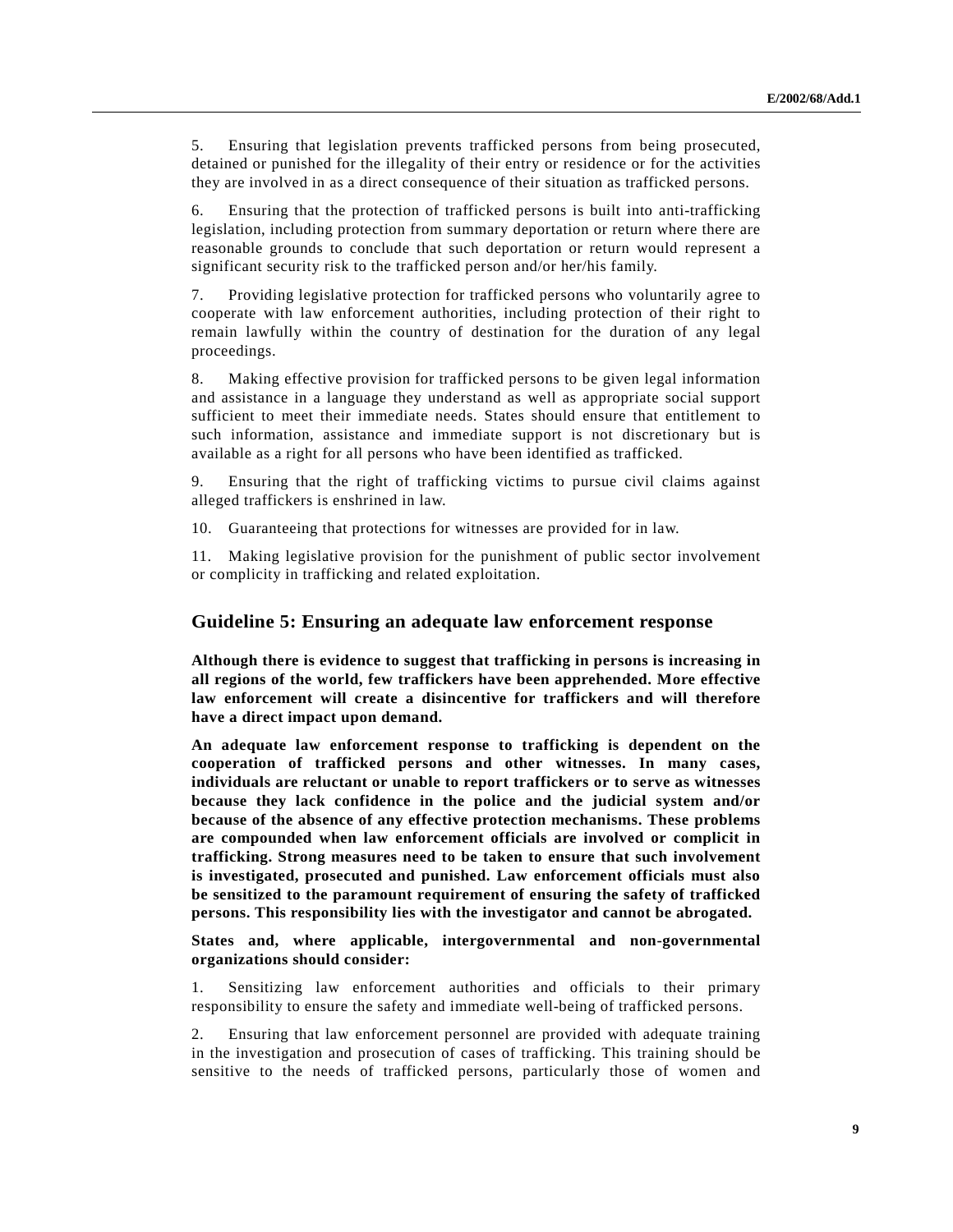5. Ensuring that legislation prevents trafficked persons from being prosecuted, detained or punished for the illegality of their entry or residence or for the activities they are involved in as a direct consequence of their situation as trafficked persons.

6. Ensuring that the protection of trafficked persons is built into anti-trafficking legislation, including protection from summary deportation or return where there are reasonable grounds to conclude that such deportation or return would represent a significant security risk to the trafficked person and/or her/his family.

7. Providing legislative protection for trafficked persons who voluntarily agree to cooperate with law enforcement authorities, including protection of their right to remain lawfully within the country of destination for the duration of any legal proceedings.

8. Making effective provision for trafficked persons to be given legal information and assistance in a language they understand as well as appropriate social support sufficient to meet their immediate needs. States should ensure that entitlement to such information, assistance and immediate support is not discretionary but is available as a right for all persons who have been identified as trafficked.

9. Ensuring that the right of trafficking victims to pursue civil claims against alleged traffickers is enshrined in law.

10. Guaranteeing that protections for witnesses are provided for in law.

11. Making legislative provision for the punishment of public sector involvement or complicity in trafficking and related exploitation.

## Guideline 5: Ensuring an adequate law enforcement response

**Although there is evidence to suggest that trafficking in persons is increasing in all regions of the world, few traffickers have been apprehended. More effective law enforcement will create a disincentive for traffickers and will therefore have a direct impact upon demand.**

**An adequate law enforcement response to trafficking is dependent on the cooperation of trafficked persons and other witnesses. In many cases, individuals are reluctant or unable to report traffickers or to serve as witnesses because they lack confidence in the police and the judicial system and/or because of the absence of any effective protection mechanisms. These problems are compounded when law enforcement officials are involved or complicit in trafficking. Strong measures need to be taken to ensure that such involvement is investigated, prosecuted and punished. Law enforcement officials must also be sensitized to the paramount requirement of ensuring the safety of trafficked persons. This responsibility lies with the investigator and cannot be abrogated.**

**States and, where applicable, intergovernmental and non-governmental organizations should consider:**

1. Sensitizing law enforcement authorities and officials to their primary responsibility to ensure the safety and immediate well-being of trafficked persons.

2. Ensuring that law enforcement personnel are provided with adequate training in the investigation and prosecution of cases of trafficking. This training should be sensitive to the needs of trafficked persons, particularly those of women and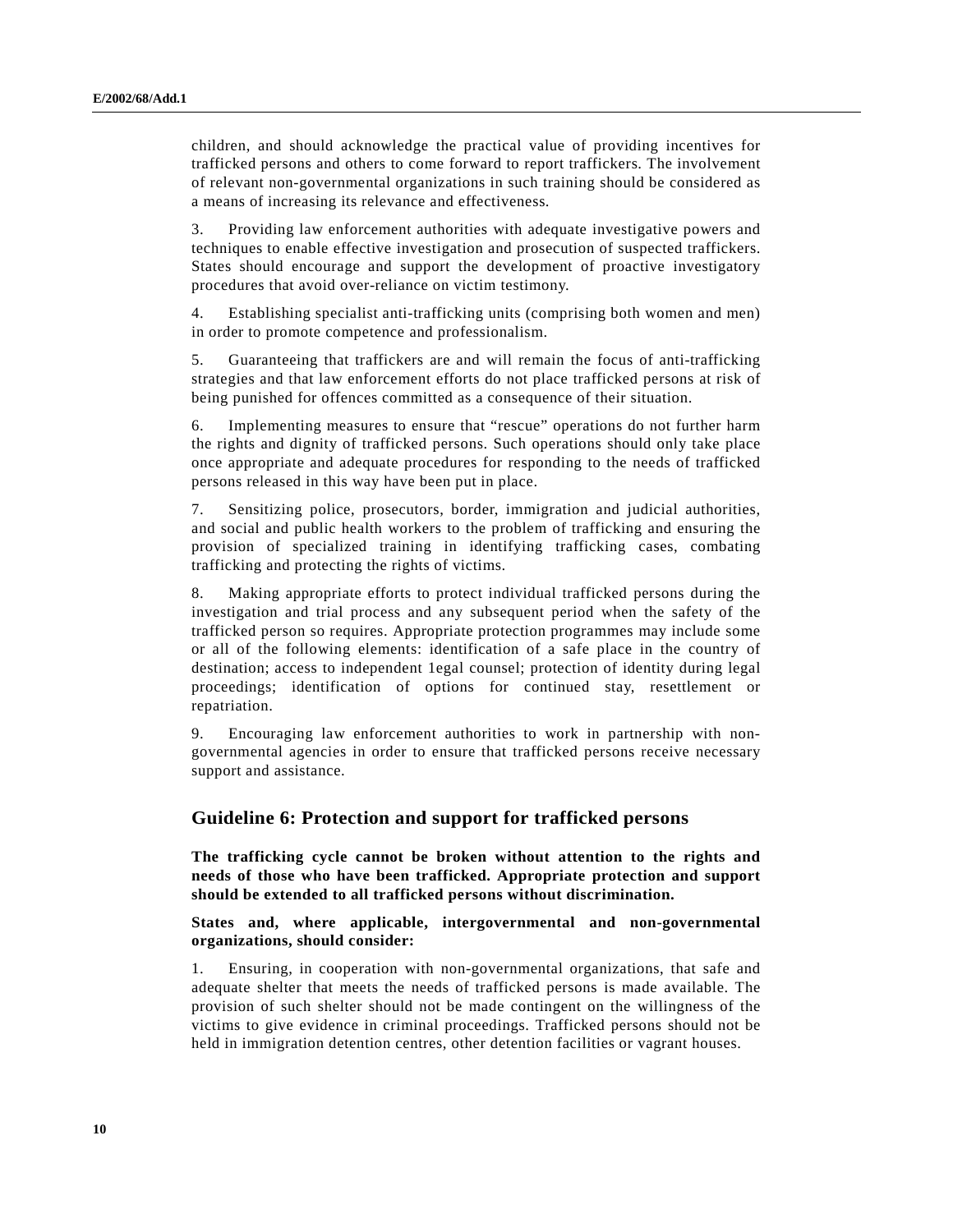children, and should acknowledge the practical value of providing incentives for trafficked persons and others to come forward to report traffickers. The involvement of relevant non-governmental organizations in such training should be considered as a means of increasing its relevance and effectiveness.

3. Providing law enforcement authorities with adequate investigative powers and techniques to enable effective investigation and prosecution of suspected traffickers. States should encourage and support the development of proactive investigatory procedures that avoid over-reliance on victim testimony.

4. Establishing specialist anti-trafficking units (comprising both women and men) in order to promote competence and professionalism.

5. Guaranteeing that traffickers are and will remain the focus of anti-trafficking strategies and that law enforcement efforts do not place trafficked persons at risk of being punished for offences committed as a consequence of their situation.

6. Implementing measures to ensure that "rescue" operations do not further harm the rights and dignity of trafficked persons. Such operations should only take place once appropriate and adequate procedures for responding to the needs of trafficked persons released in this way have been put in place.

7. Sensitizing police, prosecutors, border, immigration and judicial authorities, and social and public health workers to the problem of trafficking and ensuring the provision of specialized training in identifying trafficking cases, combating trafficking and protecting the rights of victims.

8. Making appropriate efforts to protect individual trafficked persons during the investigation and trial process and any subsequent period when the safety of the trafficked person so requires. Appropriate protection programmes may include some or all of the following elements: identification of a safe place in the country of destination; access to independent 1egal counsel; protection of identity during legal proceedings; identification of options for continued stay, resettlement or repatriation.

9. Encouraging law enforcement authorities to work in partnership with non-governmental agencies in order to ensure that trafficked persons receive necessary support and assistance.

## Guideline 6: Protection and support for trafficked persons

**The trafficking cycle cannot be broken without attention to the rights and needs of those who have been trafficked. Appropriate protection and support should be extended to all trafficked persons without discrimination.**

**States and, where applicable, intergovernmental and non-governmental organizations, should consider:**

1. Ensuring, in cooperation with non-governmental organizations, that safe and adequate shelter that meets the needs of trafficked persons is made available. The provision of such shelter should not be made contingent on the willingness of the victims to give evidence in criminal proceedings. Trafficked persons should not be held in immigration detention centres, other detention facilities or vagrant houses.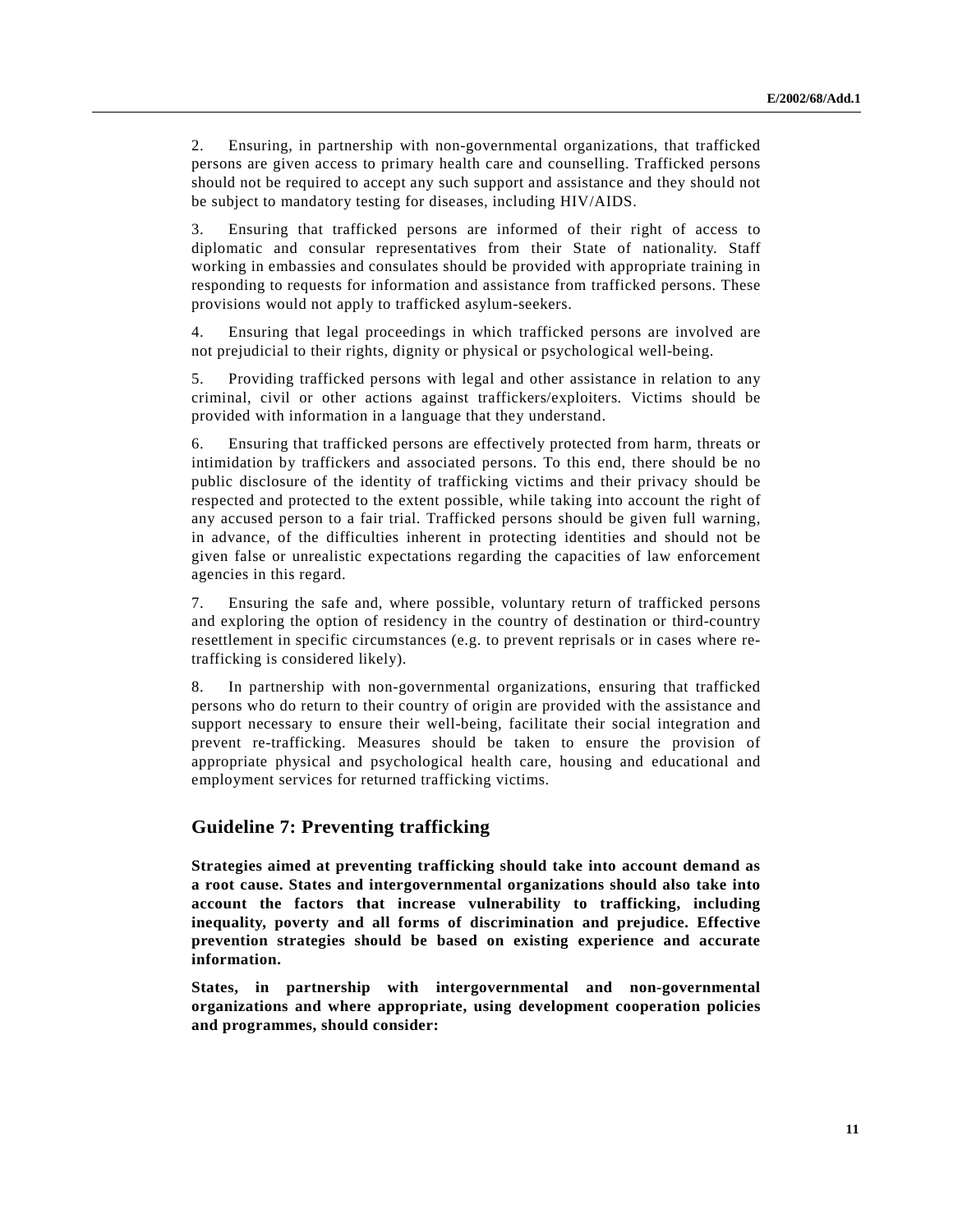2. Ensuring, in partnership with non-governmental organizations, that trafficked persons are given access to primary health care and counselling. Trafficked persons should not be required to accept any such support and assistance and they should not be subject to mandatory testing for diseases, including HIV/AIDS.

3. Ensuring that trafficked persons are informed of their right of access to diplomatic and consular representatives from their State of nationality. Staff working in embassies and consulates should be provided with appropriate training in responding to requests for information and assistance from trafficked persons. These provisions would not apply to trafficked asylum-seekers.

4. Ensuring that legal proceedings in which trafficked persons are involved are not prejudicial to their rights, dignity or physical or psychological well-being.

5. Providing trafficked persons with legal and other assistance in relation to any criminal, civil or other actions against traffickers/exploiters. Victims should be provided with information in a language that they understand.

6. Ensuring that trafficked persons are effectively protected from harm, threats or intimidation by traffickers and associated persons. To this end, there should be no public disclosure of the identity of trafficking victims and their privacy should be respected and protected to the extent possible, while taking into account the right of any accused person to a fair trial. Trafficked persons should be given full warning, in advance, of the difficulties inherent in protecting identities and should not be given false or unrealistic expectations regarding the capacities of law enforcement agencies in this regard.

7. Ensuring the safe and, where possible, voluntary return of trafficked persons and exploring the option of residency in the country of destination or third-country resettlement in specific circumstances (e.g. to prevent reprisals or in cases where re-trafficking is considered likely).

8. In partnership with non-governmental organizations, ensuring that trafficked persons who do return to their country of origin are provided with the assistance and support necessary to ensure their well-being, facilitate their social integration and prevent re-trafficking. Measures should be taken to ensure the provision of appropriate physical and psychological health care, housing and educational and employment services for returned trafficking victims.

## Guideline 7: Preventing trafficking

**Strategies aimed at preventing trafficking should take into account demand as a root cause. States and intergovernmental organizations should also take into account the factors that increase vulnerability to trafficking, including inequality, poverty and all forms of discrimination and prejudice. Effective prevention strategies should be based on existing experience and accurate information.**

**States, in partnership with intergovernmental and non-governmental organizations and where appropriate, using development cooperation policies and programmes, should consider:**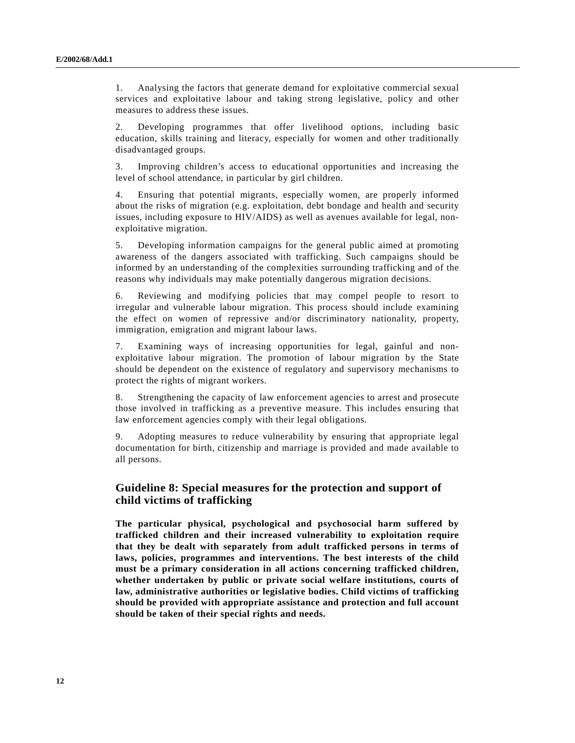1. Analysing the factors that generate demand for exploitative commercial sexual services and exploitative labour and taking strong legislative, policy and other measures to address these issues.

2. Developing programmes that offer livelihood options, including basic education, skills training and literacy, especially for women and other traditionally disadvantaged groups.

3. Improving children's access to educational opportunities and increasing the level of school attendance, in particular by girl children.

4. Ensuring that potential migrants, especially women, are properly informed about the risks of migration (e.g. exploitation, debt bondage and health and security issues, including exposure to HIV/AIDS) as well as avenues available for legal, non-exploitative migration.

5. Developing information campaigns for the general public aimed at promoting awareness of the dangers associated with trafficking. Such campaigns should be informed by an understanding of the complexities surrounding trafficking and of the reasons why individuals may make potentially dangerous migration decisions.

6. Reviewing and modifying policies that may compel people to resort to irregular and vulnerable labour migration. This process should include examining the effect on women of repressive and/or discriminatory nationality, property, immigration, emigration and migrant labour laws.

7. Examining ways of increasing opportunities for legal, gainful and non-exploitative labour migration. The promotion of labour migration by the State should be dependent on the existence of regulatory and supervisory mechanisms to protect the rights of migrant workers.

8. Strengthening the capacity of law enforcement agencies to arrest and prosecute those involved in trafficking as a preventive measure. This includes ensuring that law enforcement agencies comply with their legal obligations.

9. Adopting measures to reduce vulnerability by ensuring that appropriate legal documentation for birth, citizenship and marriage is provided and made available to all persons.

## Guideline 8: Special measures for the protection and support of child victims of trafficking

**The particular physical, psychological and psychosocial harm suffered by trafficked children and their increased vulnerability to exploitation require that they be dealt with separately from adult trafficked persons in terms of laws, policies, programmes and interventions. The best interests of the child must be a primary consideration in all actions concerning trafficked children, whether undertaken by public or private social welfare institutions, courts of law, administrative authorities or legislative bodies. Child victims of trafficking should be provided with appropriate assistance and protection and full account should be taken of their special rights and needs.**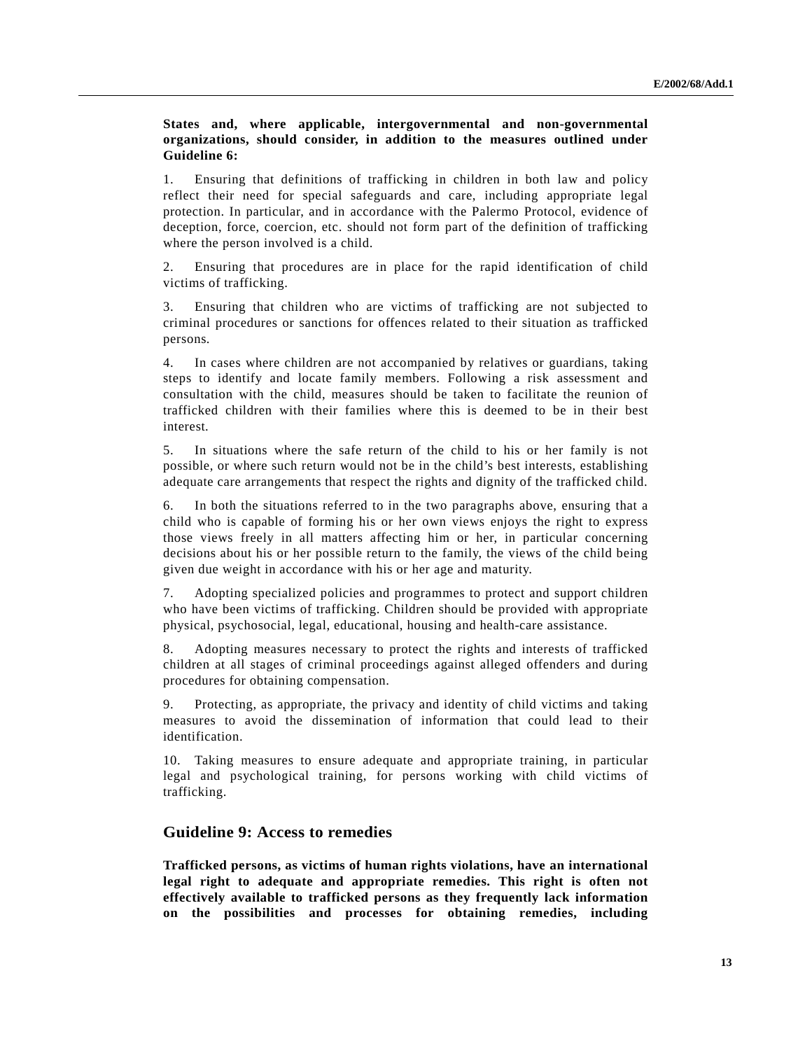**States and, where applicable, intergovernmental and non-governmental organizations, should consider, in addition to the measures outlined under Guideline 6:**

1. Ensuring that definitions of trafficking in children in both law and policy reflect their need for special safeguards and care, including appropriate legal protection. In particular, and in accordance with the Palermo Protocol, evidence of deception, force, coercion, etc. should not form part of the definition of trafficking where the person involved is a child.

2. Ensuring that procedures are in place for the rapid identification of child victims of trafficking.

3. Ensuring that children who are victims of trafficking are not subjected to criminal procedures or sanctions for offences related to their situation as trafficked persons.

4. In cases where children are not accompanied by relatives or guardians, taking steps to identify and locate family members. Following a risk assessment and consultation with the child, measures should be taken to facilitate the reunion of trafficked children with their families where this is deemed to be in their best interest.

5. In situations where the safe return of the child to his or her family is not possible, or where such return would not be in the child's best interests, establishing adequate care arrangements that respect the rights and dignity of the trafficked child.

6. In both the situations referred to in the two paragraphs above, ensuring that a child who is capable of forming his or her own views enjoys the right to express those views freely in all matters affecting him or her, in particular concerning decisions about his or her possible return to the family, the views of the child being given due weight in accordance with his or her age and maturity.

7. Adopting specialized policies and programmes to protect and support children who have been victims of trafficking. Children should be provided with appropriate physical, psychosocial, legal, educational, housing and health-care assistance.

8. Adopting measures necessary to protect the rights and interests of trafficked children at all stages of criminal proceedings against alleged offenders and during procedures for obtaining compensation.

9. Protecting, as appropriate, the privacy and identity of child victims and taking measures to avoid the dissemination of information that could lead to their identification.

10. Taking measures to ensure adequate and appropriate training, in particular legal and psychological training, for persons working with child victims of trafficking.

## Guideline 9: Access to remedies

**Trafficked persons, as victims of human rights violations, have an international legal right to adequate and appropriate remedies. This right is often not effectively available to trafficked persons as they frequently lack information on the possibilities and processes for obtaining remedies, including**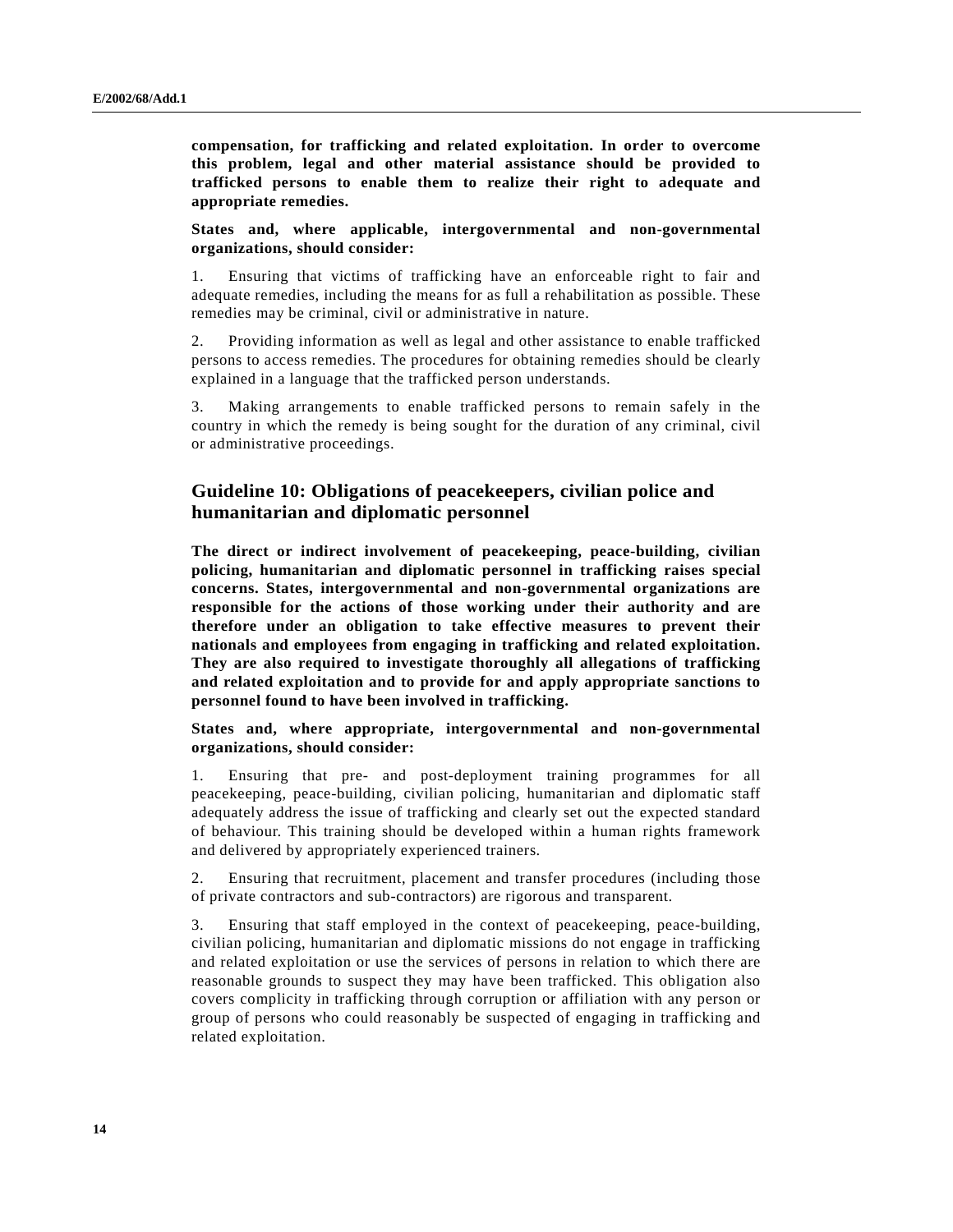**compensation, for trafficking and related exploitation. In order to overcome this problem, legal and other material assistance should be provided to trafficked persons to enable them to realize their right to adequate and appropriate remedies.**

**States and, where applicable, intergovernmental and non-governmental organizations, should consider:**

1. Ensuring that victims of trafficking have an enforceable right to fair and adequate remedies, including the means for as full a rehabilitation as possible. These remedies may be criminal, civil or administrative in nature.

2. Providing information as well as legal and other assistance to enable trafficked persons to access remedies. The procedures for obtaining remedies should be clearly explained in a language that the trafficked person understands.

3. Making arrangements to enable trafficked persons to remain safely in the country in which the remedy is being sought for the duration of any criminal, civil or administrative proceedings.

## Guideline 10: Obligations of peacekeepers, civilian police and humanitarian and diplomatic personnel

**The direct or indirect involvement of peacekeeping, peace-building, civilian policing, humanitarian and diplomatic personnel in trafficking raises special concerns. States, intergovernmental and non-governmental organizations are responsible for the actions of those working under their authority and are therefore under an obligation to take effective measures to prevent their nationals and employees from engaging in trafficking and related exploitation. They are also required to investigate thoroughly all allegations of trafficking and related exploitation and to provide for and apply appropriate sanctions to personnel found to have been involved in trafficking.**

**States and, where appropriate, intergovernmental and non-governmental organizations, should consider:**

1. Ensuring that pre- and post-deployment training programmes for all peacekeeping, peace-building, civilian policing, humanitarian and diplomatic staff adequately address the issue of trafficking and clearly set out the expected standard of behaviour. This training should be developed within a human rights framework and delivered by appropriately experienced trainers.

2. Ensuring that recruitment, placement and transfer procedures (including those of private contractors and sub-contractors) are rigorous and transparent.

3. Ensuring that staff employed in the context of peacekeeping, peace-building, civilian policing, humanitarian and diplomatic missions do not engage in trafficking and related exploitation or use the services of persons in relation to which there are reasonable grounds to suspect they may have been trafficked. This obligation also covers complicity in trafficking through corruption or affiliation with any person or group of persons who could reasonably be suspected of engaging in trafficking and related exploitation.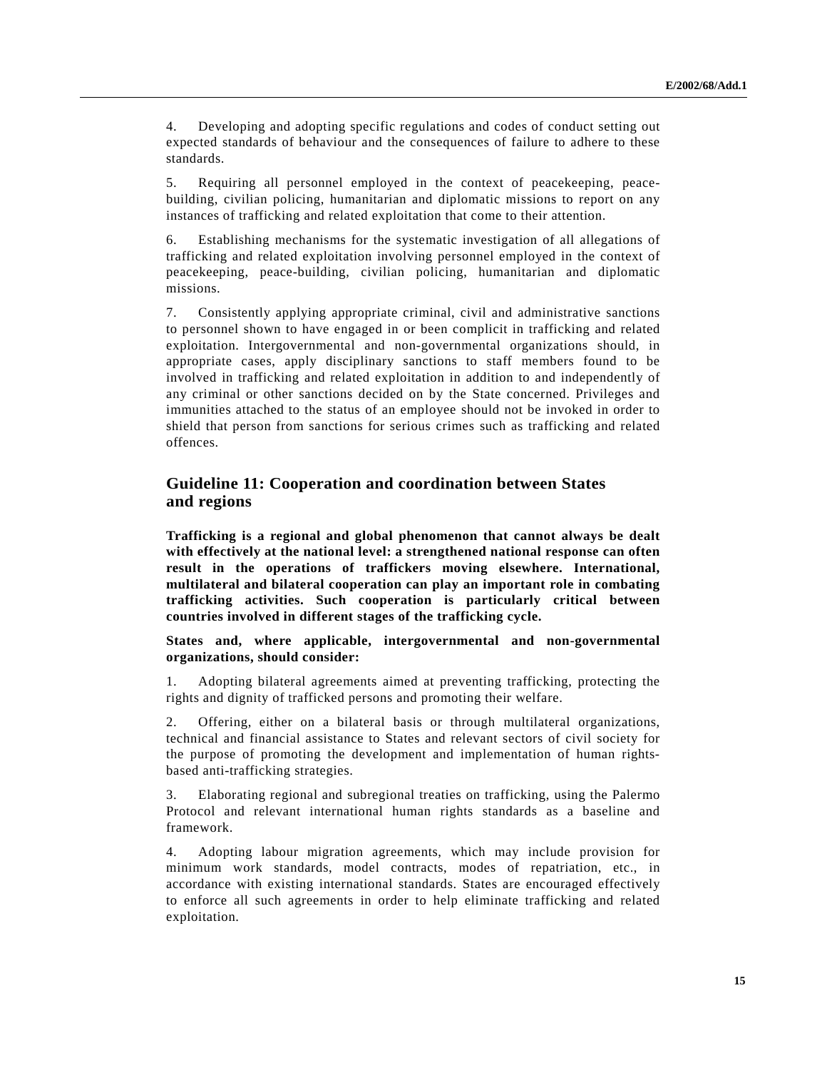4. Developing and adopting specific regulations and codes of conduct setting out expected standards of behaviour and the consequences of failure to adhere to these standards.

5. Requiring all personnel employed in the context of peacekeeping, peace-building, civilian policing, humanitarian and diplomatic missions to report on any instances of trafficking and related exploitation that come to their attention.

6. Establishing mechanisms for the systematic investigation of all allegations of trafficking and related exploitation involving personnel employed in the context of peacekeeping, peace-building, civilian policing, humanitarian and diplomatic missions.

7. Consistently applying appropriate criminal, civil and administrative sanctions to personnel shown to have engaged in or been complicit in trafficking and related exploitation. Intergovernmental and non-governmental organizations should, in appropriate cases, apply disciplinary sanctions to staff members found to be involved in trafficking and related exploitation in addition to and independently of any criminal or other sanctions decided on by the State concerned. Privileges and immunities attached to the status of an employee should not be invoked in order to shield that person from sanctions for serious crimes such as trafficking and related offences.

## Guideline 11: Cooperation and coordination between States and regions

**Trafficking is a regional and global phenomenon that cannot always be dealt with effectively at the national level: a strengthened national response can often result in the operations of traffickers moving elsewhere. International, multilateral and bilateral cooperation can play an important role in combating trafficking activities. Such cooperation is particularly critical between countries involved in different stages of the trafficking cycle.**

**States and, where applicable, intergovernmental and non-governmental organizations, should consider:**

1. Adopting bilateral agreements aimed at preventing trafficking, protecting the rights and dignity of trafficked persons and promoting their welfare.

2. Offering, either on a bilateral basis or through multilateral organizations, technical and financial assistance to States and relevant sectors of civil society for the purpose of promoting the development and implementation of human rights-based anti-trafficking strategies.

3. Elaborating regional and subregional treaties on trafficking, using the Palermo Protocol and relevant international human rights standards as a baseline and framework.

4. Adopting labour migration agreements, which may include provision for minimum work standards, model contracts, modes of repatriation, etc., in accordance with existing international standards. States are encouraged effectively to enforce all such agreements in order to help eliminate trafficking and related exploitation.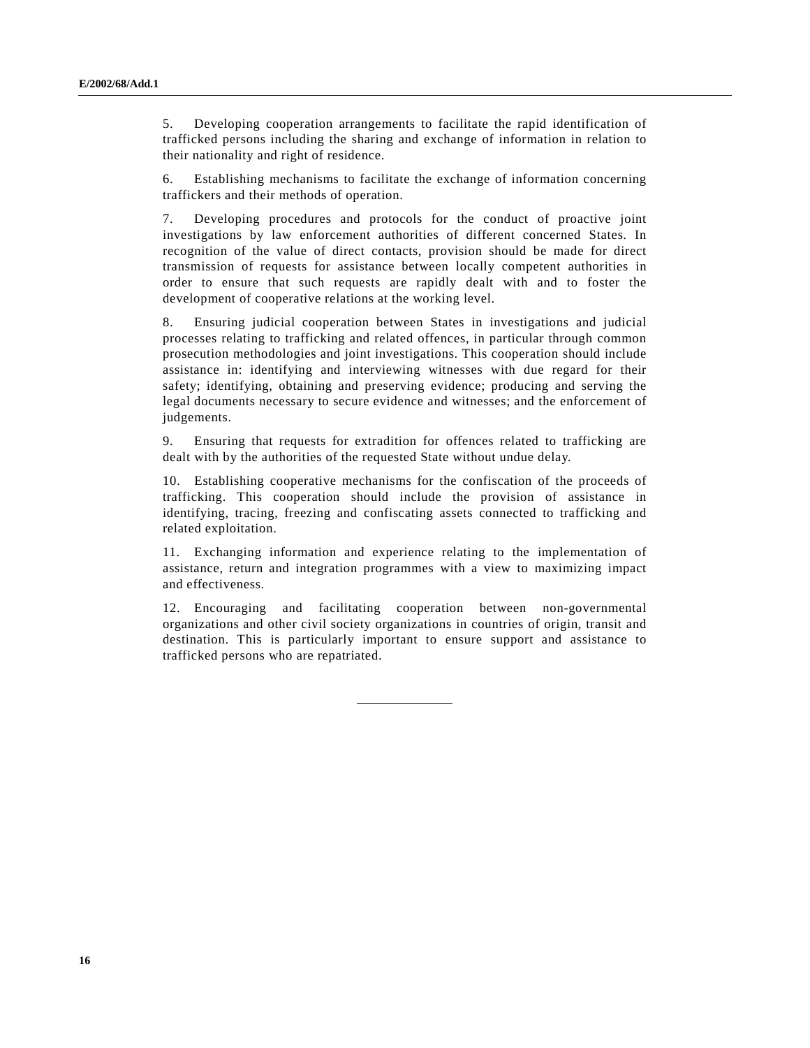5. Developing cooperation arrangements to facilitate the rapid identification of trafficked persons including the sharing and exchange of information in relation to their nationality and right of residence.

6. Establishing mechanisms to facilitate the exchange of information concerning traffickers and their methods of operation.

7. Developing procedures and protocols for the conduct of proactive joint investigations by law enforcement authorities of different concerned States. In recognition of the value of direct contacts, provision should be made for direct transmission of requests for assistance between locally competent authorities in order to ensure that such requests are rapidly dealt with and to foster the development of cooperative relations at the working level.

8. Ensuring judicial cooperation between States in investigations and judicial processes relating to trafficking and related offences, in particular through common prosecution methodologies and joint investigations. This cooperation should include assistance in: identifying and interviewing witnesses with due regard for their safety; identifying, obtaining and preserving evidence; producing and serving the legal documents necessary to secure evidence and witnesses; and the enforcement of judgements.

9. Ensuring that requests for extradition for offences related to trafficking are dealt with by the authorities of the requested State without undue delay.

10. Establishing cooperative mechanisms for the confiscation of the proceeds of trafficking. This cooperation should include the provision of assistance in identifying, tracing, freezing and confiscating assets connected to trafficking and related exploitation.

11. Exchanging information and experience relating to the implementation of assistance, return and integration programmes with a view to maximizing impact and effectiveness.

12. Encouraging and facilitating cooperation between non-governmental organizations and other civil society organizations in countries of origin, transit and destination. This is particularly important to ensure support and assistance to trafficked persons who are repatriated.